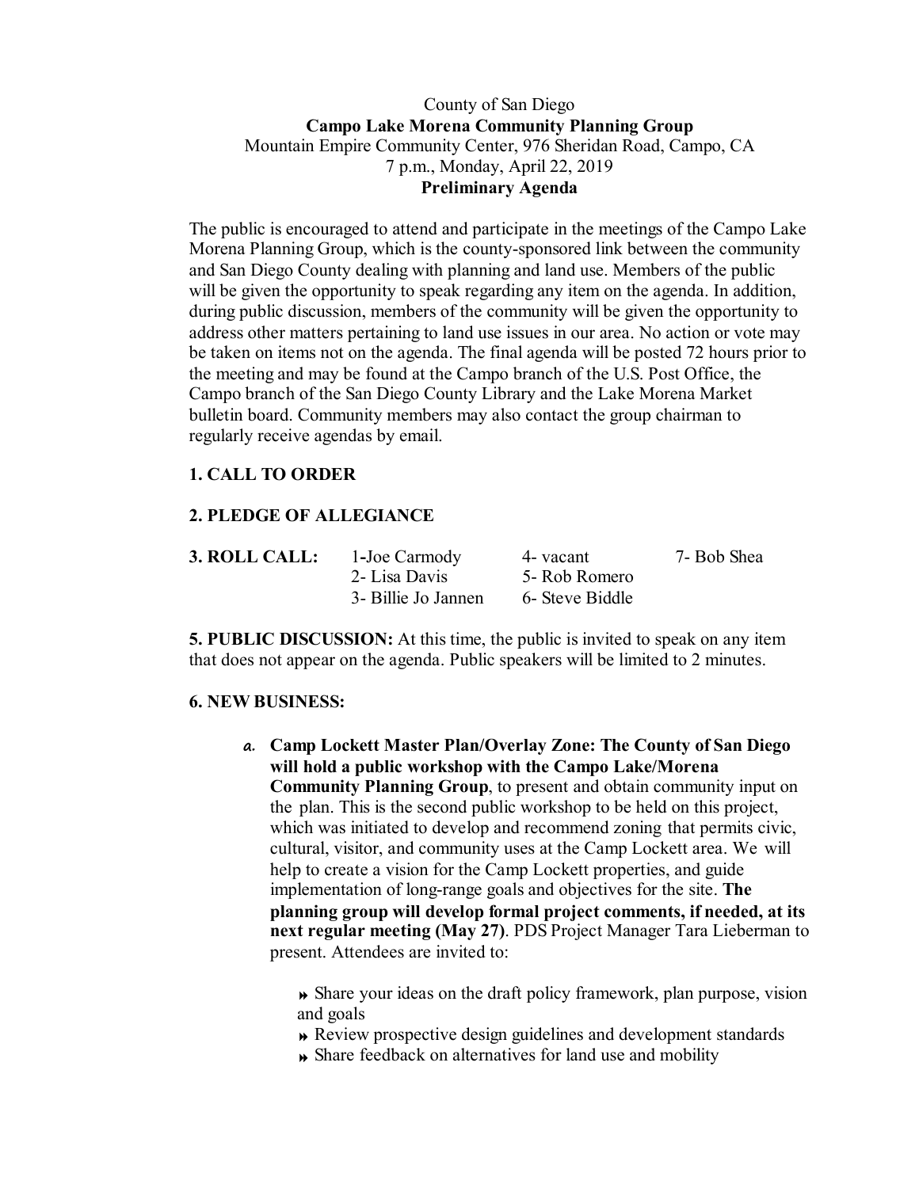County of San Diego

**Campo Lake Morena Community Planning Group**

Mountain Empire Community Center, 976 Sheridan Road, Campo, CA

7 p.m., Monday, April 22, 2019

**Preliminary Agenda**

The public is encouraged to attend and participate in the meetings of the Campo Lake Morena Planning Group, which is the county-sponsored link between the community and San Diego County dealing with planning and land use. Members of the public will be given the opportunity to speak regarding any item on the agenda. In addition, during public discussion, members of the community will be given the opportunity to address other matters pertaining to land use issues in our area. No action or vote may be taken on items not on the agenda. The final agenda will be posted 72 hours prior to the meeting and may be found at the Campo branch of the U.S. Post Office, the Campo branch of the San Diego County Library and the Lake Morena Market bulletin board. Community members may also contact the group chairman to regularly receive agendas by email.

**1. CALL TO ORDER**

**2. PLEDGE OF ALLEGIANCE**

**3. ROLL CALL:**

| 1-Joe Carmody | 4- vacant | 7- Bob Shea |
|---|---|---|
| 2- Lisa Davis | 5- Rob Romero | |
| 3- Billie Jo Jannen | 6- Steve Biddle | |

**5. PUBLIC DISCUSSION:** At this time, the public is invited to speak on any item that does not appear on the agenda. Public speakers will be limited to 2 minutes.

**6. NEW BUSINESS:**

a. **Camp Lockett Master Plan/Overlay Zone: The County of San Diego will hold a public workshop with the Campo Lake/Morena Community Planning Group**, to present and obtain community input on the plan. This is the second public workshop to be held on this project, which was initiated to develop and recommend zoning that permits civic, cultural, visitor, and community uses at the Camp Lockett area. We will help to create a vision for the Camp Lockett properties, and guide implementation of long-range goals and objectives for the site. **The planning group will develop formal project comments, if needed, at its next regular meeting (May 27)**. PDS Project Manager Tara Lieberman to present. Attendees are invited to:

- Share your ideas on the draft policy framework, plan purpose, vision and goals
- Review prospective design guidelines and development standards
- Share feedback on alternatives for land use and mobility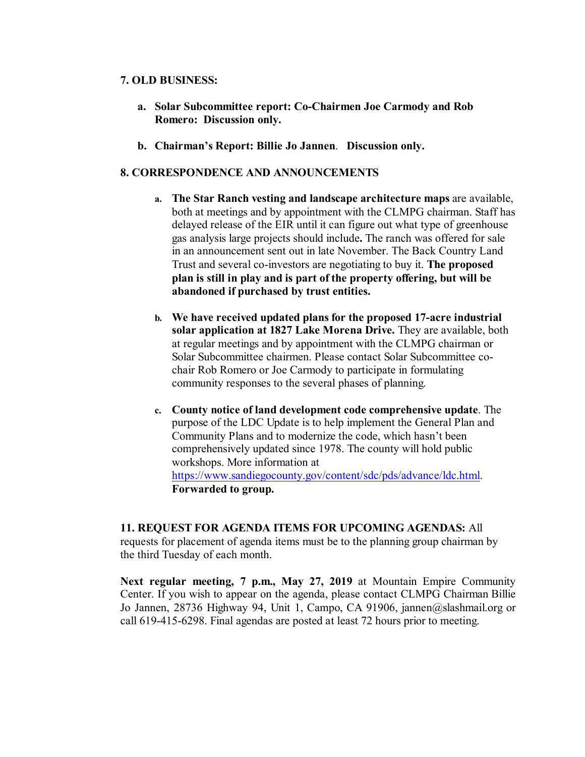**7. OLD BUSINESS:**

a. **Solar Subcommittee report: Co-Chairmen Joe Carmody and Rob Romero: Discussion only.**

b. **Chairman's Report: Billie Jo Jannen**. **Discussion only.**

**8. CORRESPONDENCE AND ANNOUNCEMENTS**

a. **The Star Ranch vesting and landscape architecture maps** are available, both at meetings and by appointment with the CLMPG chairman. Staff has delayed release of the EIR until it can figure out what type of greenhouse gas analysis large projects should include**.** The ranch was offered for sale in an announcement sent out in late November. The Back Country Land Trust and several co-investors are negotiating to buy it. **The proposed plan is still in play and is part of the property offering, but will be abandoned if purchased by trust entities.**

b. **We have received updated plans for the proposed 17-acre industrial solar application at 1827 Lake Morena Drive.** They are available, both at regular meetings and by appointment with the CLMPG chairman or Solar Subcommittee chairmen. Please contact Solar Subcommittee co-chair Rob Romero or Joe Carmody to participate in formulating community responses to the several phases of planning.

c. **County notice of land development code comprehensive update**. The purpose of the LDC Update is to help implement the General Plan and Community Plans and to modernize the code, which hasn't been comprehensively updated since 1978. The county will hold public workshops. More information at https://www.sandiegocounty.gov/content/sdc/pds/advance/ldc.html. **Forwarded to group.**

**11. REQUEST FOR AGENDA ITEMS FOR UPCOMING AGENDAS:** All requests for placement of agenda items must be to the planning group chairman by the third Tuesday of each month.

**Next regular meeting, 7 p.m., May 27, 2019** at Mountain Empire Community Center. If you wish to appear on the agenda, please contact CLMPG Chairman Billie Jo Jannen, 28736 Highway 94, Unit 1, Campo, CA 91906, jannen@slashmail.org or call 619-415-6298. Final agendas are posted at least 72 hours prior to meeting.